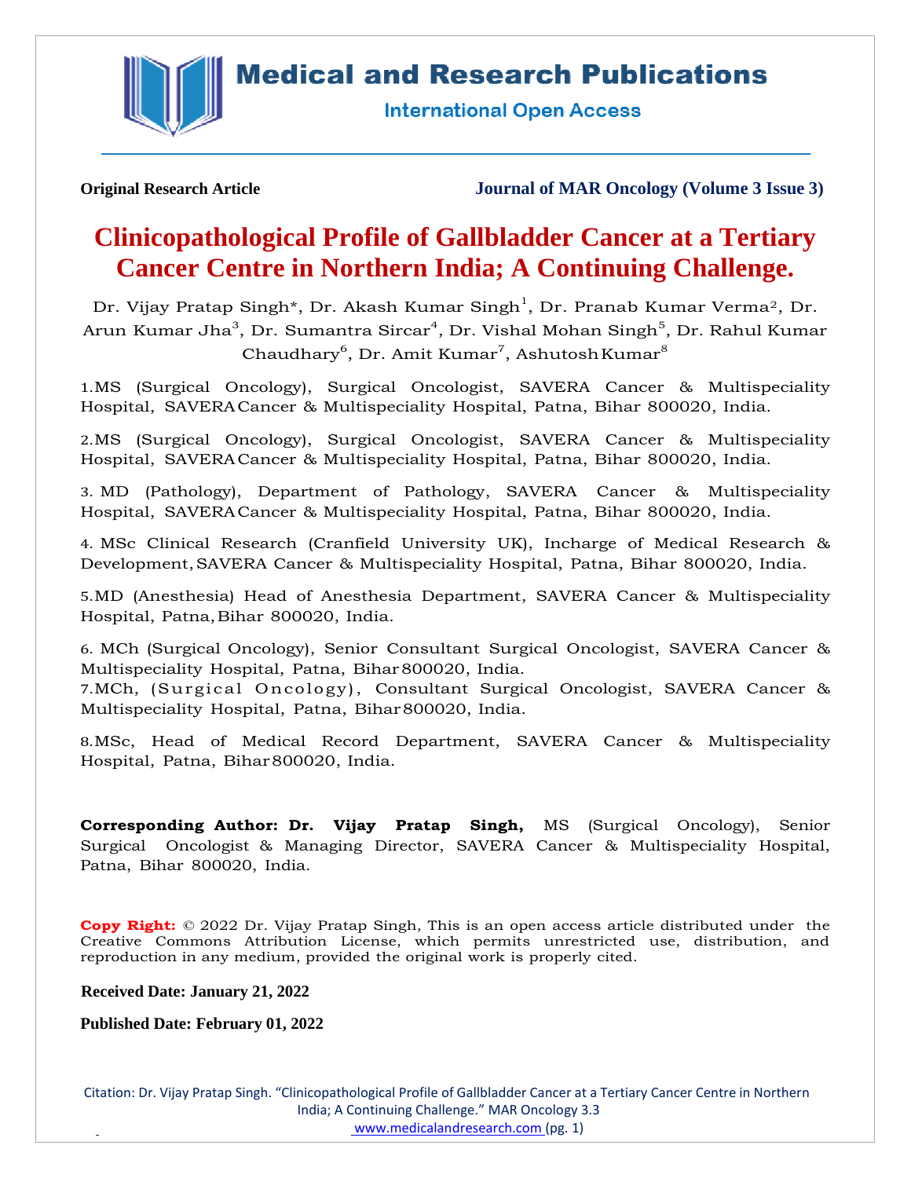**Original Research Article** **Journal of MAR Oncology (Volume 3 Issue 3)**

# Clinicopathological Profile of Gallbladder Cancer at a Tertiary Cancer Centre in Northern India; A Continuing Challenge.

Dr. Vijay Pratap Singh*, Dr. Akash Kumar Singh[1], Dr. Pranab Kumar Verma[2], Dr. Arun Kumar Jha[3], Dr. Sumantra Sircar[4], Dr. Vishal Mohan Singh[5], Dr. Rahul Kumar Chaudhary[6], Dr. Amit Kumar[7], Ashutosh Kumar[8]

1.MS (Surgical Oncology), Surgical Oncologist, SAVERA Cancer & Multispeciality Hospital, SAVERA Cancer & Multispeciality Hospital, Patna, Bihar 800020, India.

2.MS (Surgical Oncology), Surgical Oncologist, SAVERA Cancer & Multispeciality Hospital, SAVERA Cancer & Multispeciality Hospital, Patna, Bihar 800020, India.

3. MD (Pathology), Department of Pathology, SAVERA Cancer & Multispeciality Hospital, SAVERA Cancer & Multispeciality Hospital, Patna, Bihar 800020, India.

4. MSc Clinical Research (Cranfield University UK), Incharge of Medical Research & Development, SAVERA Cancer & Multispeciality Hospital, Patna, Bihar 800020, India.

5.MD (Anesthesia) Head of Anesthesia Department, SAVERA Cancer & Multispeciality Hospital, Patna, Bihar 800020, India.

6. MCh (Surgical Oncology), Senior Consultant Surgical Oncologist, SAVERA Cancer & Multispeciality Hospital, Patna, Bihar 800020, India.

7.MCh, (Surgical Oncology), Consultant Surgical Oncologist, SAVERA Cancer & Multispeciality Hospital, Patna, Bihar 800020, India.

8.MSc, Head of Medical Record Department, SAVERA Cancer & Multispeciality Hospital, Patna, Bihar 800020, India.

**Corresponding Author: Dr. Vijay Pratap Singh,** MS (Surgical Oncology), Senior Surgical Oncologist & Managing Director, SAVERA Cancer & Multispeciality Hospital, Patna, Bihar 800020, India.

**Copy Right:** © 2022 Dr. Vijay Pratap Singh, This is an open access article distributed under the Creative Commons Attribution License, which permits unrestricted use, distribution, and reproduction in any medium, provided the original work is properly cited.

**Received Date: January 21, 2022**

**Published Date: February 01, 2022**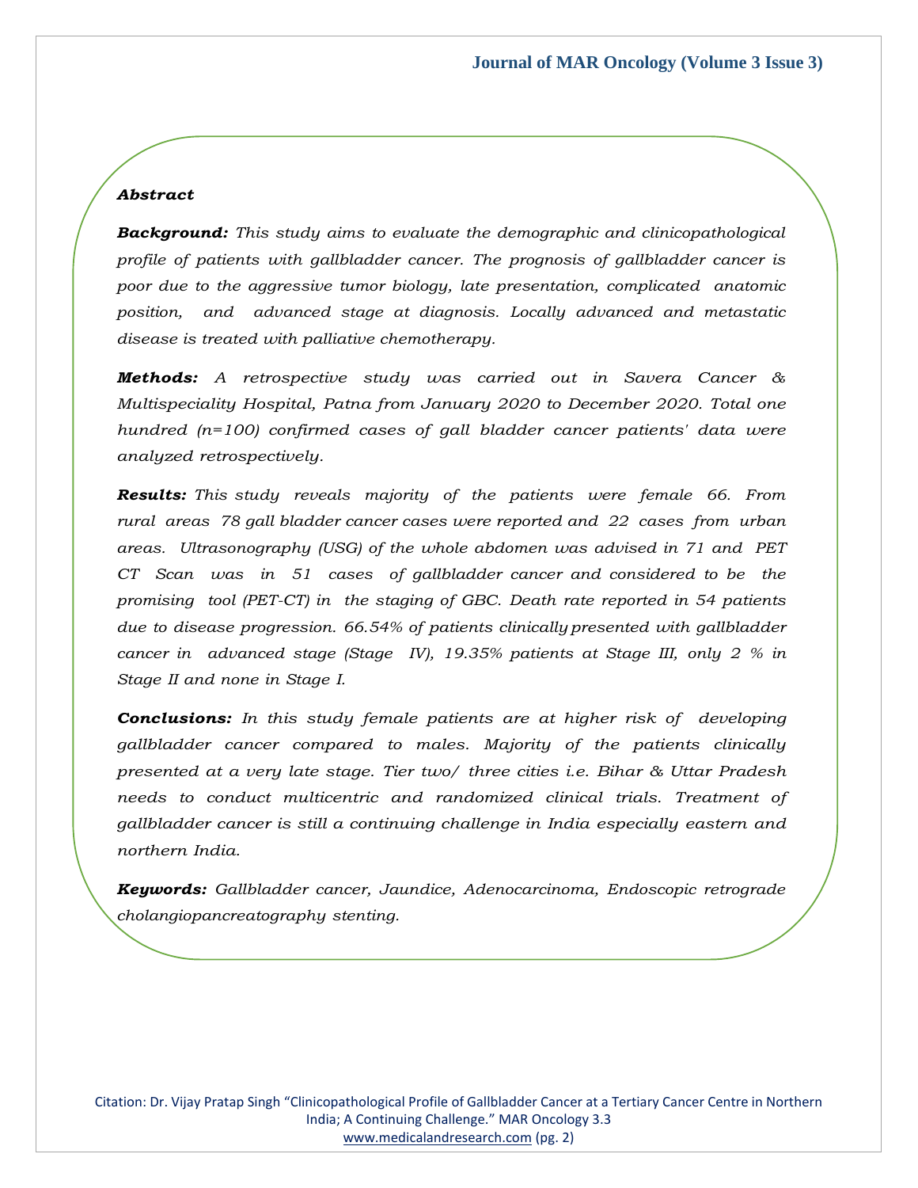### *Abstract*

***Background:*** *This study aims to evaluate the demographic and clinicopathological profile of patients with gallbladder cancer. The prognosis of gallbladder cancer is poor due to the aggressive tumor biology, late presentation, complicated anatomic position, and advanced stage at diagnosis. Locally advanced and metastatic disease is treated with palliative chemotherapy.*

***Methods:*** *A retrospective study was carried out in Savera Cancer & Multispeciality Hospital, Patna from January 2020 to December 2020. Total one hundred (n=100) confirmed cases of gall bladder cancer patients' data were analyzed retrospectively.*

***Results:*** *This study reveals majority of the patients were female 66. From rural areas 78 gall bladder cancer cases were reported and 22 cases from urban areas. Ultrasonography (USG) of the whole abdomen was advised in 71 and PET CT Scan was in 51 cases of gallbladder cancer and considered to be the promising tool (PET-CT) in the staging of GBC. Death rate reported in 54 patients due to disease progression. 66.54% of patients clinically presented with gallbladder cancer in advanced stage (Stage IV), 19.35% patients at Stage III, only 2 % in Stage II and none in Stage I.*

***Conclusions:*** *In this study female patients are at higher risk of developing gallbladder cancer compared to males. Majority of the patients clinically presented at a very late stage. Tier two/ three cities i.e. Bihar & Uttar Pradesh needs to conduct multicentric and randomized clinical trials. Treatment of gallbladder cancer is still a continuing challenge in India especially eastern and northern India.*

***Keywords:*** *Gallbladder cancer, Jaundice, Adenocarcinoma, Endoscopic retrograde cholangiopancreatography stenting.*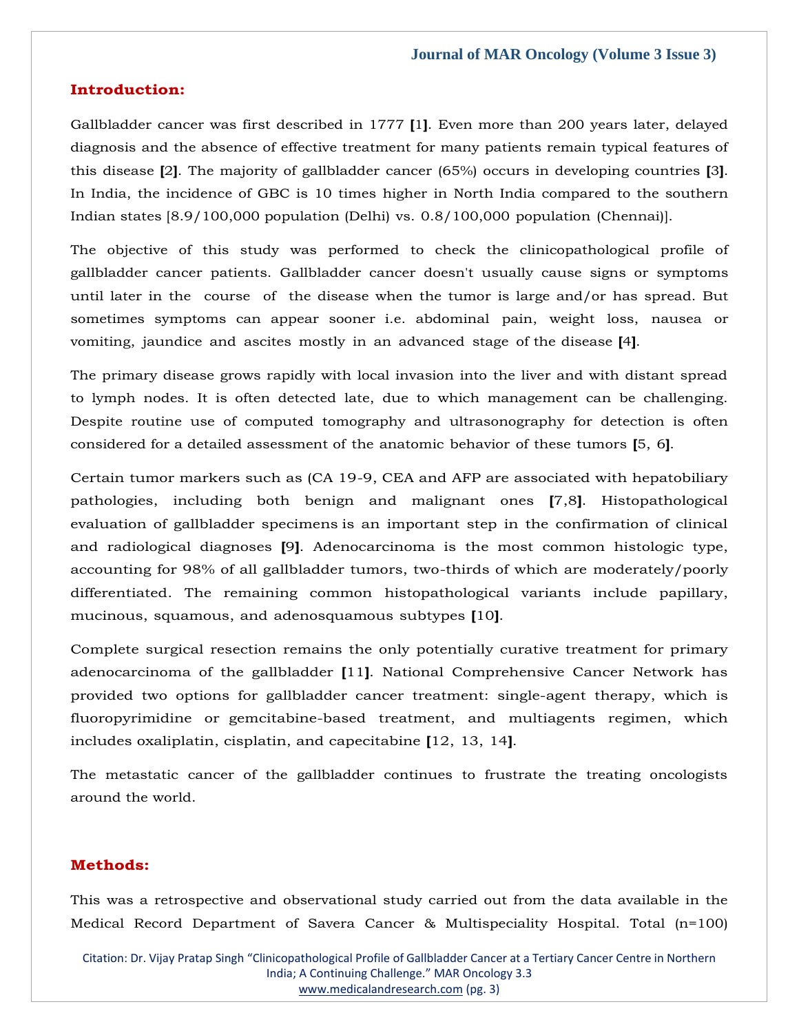## Introduction:

Gallbladder cancer was first described in 1777 [1]. Even more than 200 years later, delayed diagnosis and the absence of effective treatment for many patients remain typical features of this disease [2]. The majority of gallbladder cancer (65%) occurs in developing countries [3]. In India, the incidence of GBC is 10 times higher in North India compared to the southern Indian states [8.9/100,000 population (Delhi) vs. 0.8/100,000 population (Chennai)].

The objective of this study was performed to check the clinicopathological profile of gallbladder cancer patients. Gallbladder cancer doesn't usually cause signs or symptoms until later in the course of the disease when the tumor is large and/or has spread. But sometimes symptoms can appear sooner i.e. abdominal pain, weight loss, nausea or vomiting, jaundice and ascites mostly in an advanced stage of the disease [4].

The primary disease grows rapidly with local invasion into the liver and with distant spread to lymph nodes. It is often detected late, due to which management can be challenging. Despite routine use of computed tomography and ultrasonography for detection is often considered for a detailed assessment of the anatomic behavior of these tumors [5, 6].

Certain tumor markers such as (CA 19-9, CEA and AFP are associated with hepatobiliary pathologies, including both benign and malignant ones [7,8]. Histopathological evaluation of gallbladder specimens is an important step in the confirmation of clinical and radiological diagnoses [9]. Adenocarcinoma is the most common histologic type, accounting for 98% of all gallbladder tumors, two-thirds of which are moderately/poorly differentiated. The remaining common histopathological variants include papillary, mucinous, squamous, and adenosquamous subtypes [10].

Complete surgical resection remains the only potentially curative treatment for primary adenocarcinoma of the gallbladder [11]. National Comprehensive Cancer Network has provided two options for gallbladder cancer treatment: single-agent therapy, which is fluoropyrimidine or gemcitabine-based treatment, and multiagents regimen, which includes oxaliplatin, cisplatin, and capecitabine [12, 13, 14].

The metastatic cancer of the gallbladder continues to frustrate the treating oncologists around the world.

## Methods:

This was a retrospective and observational study carried out from the data available in the Medical Record Department of Savera Cancer & Multispeciality Hospital. Total (n=100)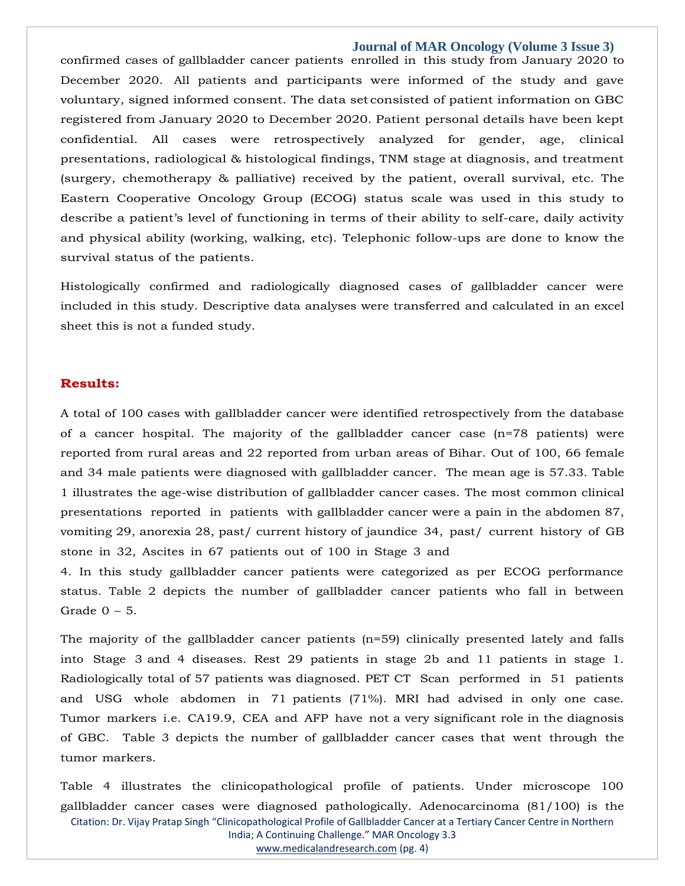confirmed cases of gallbladder cancer patients enrolled in this study from January 2020 to December 2020. All patients and participants were informed of the study and gave voluntary, signed informed consent. The data set consisted of patient information on GBC registered from January 2020 to December 2020. Patient personal details have been kept confidential. All cases were retrospectively analyzed for gender, age, clinical presentations, radiological & histological findings, TNM stage at diagnosis, and treatment (surgery, chemotherapy & palliative) received by the patient, overall survival, etc. The Eastern Cooperative Oncology Group (ECOG) status scale was used in this study to describe a patient's level of functioning in terms of their ability to self-care, daily activity and physical ability (working, walking, etc). Telephonic follow-ups are done to know the survival status of the patients.

Histologically confirmed and radiologically diagnosed cases of gallbladder cancer were included in this study. Descriptive data analyses were transferred and calculated in an excel sheet this is not a funded study.

## Results:

A total of 100 cases with gallbladder cancer were identified retrospectively from the database of a cancer hospital. The majority of the gallbladder cancer case (n=78 patients) were reported from rural areas and 22 reported from urban areas of Bihar. Out of 100, 66 female and 34 male patients were diagnosed with gallbladder cancer. The mean age is 57.33. Table 1 illustrates the age-wise distribution of gallbladder cancer cases. The most common clinical presentations reported in patients with gallbladder cancer were a pain in the abdomen 87, vomiting 29, anorexia 28, past/ current history of jaundice 34, past/ current history of GB stone in 32, Ascites in 67 patients out of 100 in Stage 3 and 4. In this study gallbladder cancer patients were categorized as per ECOG performance status. Table 2 depicts the number of gallbladder cancer patients who fall in between Grade 0 – 5.

The majority of the gallbladder cancer patients (n=59) clinically presented lately and falls into Stage 3 and 4 diseases. Rest 29 patients in stage 2b and 11 patients in stage 1. Radiologically total of 57 patients was diagnosed. PET CT Scan performed in 51 patients and USG whole abdomen in 71 patients (71%). MRI had advised in only one case. Tumor markers i.e. CA19.9, CEA and AFP have not a very significant role in the diagnosis of GBC. Table 3 depicts the number of gallbladder cancer cases that went through the tumor markers.

Table 4 illustrates the clinicopathological profile of patients. Under microscope 100 gallbladder cancer cases were diagnosed pathologically. Adenocarcinoma (81/100) is the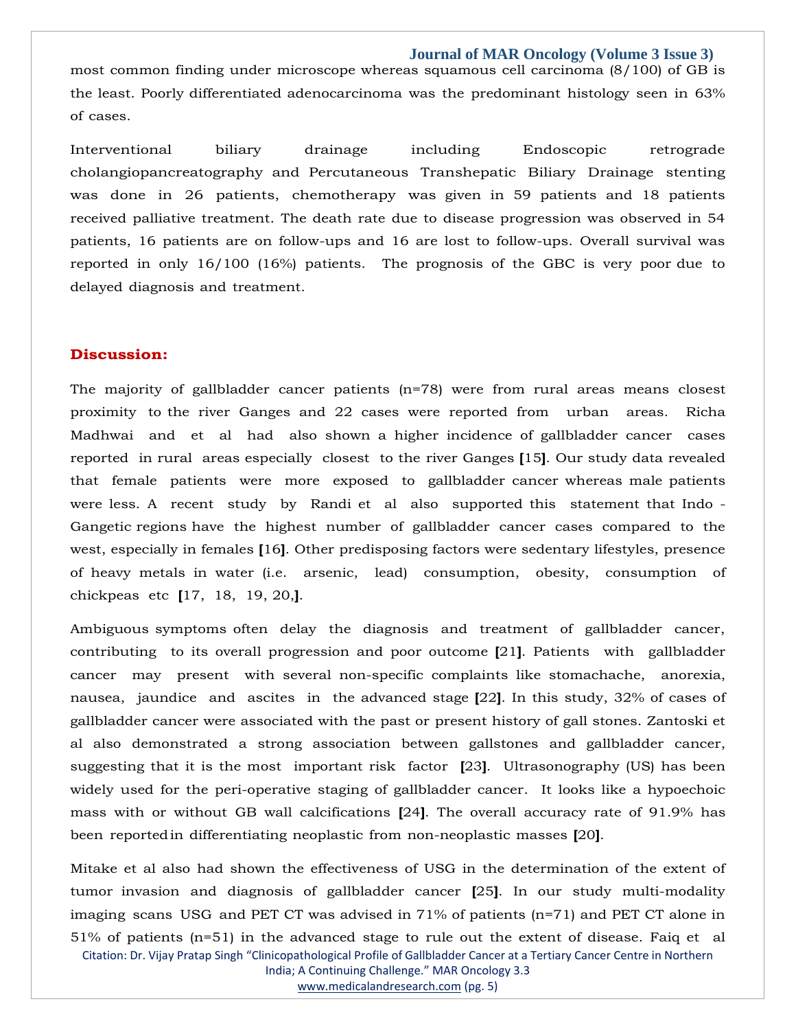most common finding under microscope whereas squamous cell carcinoma (8/100) of GB is the least. Poorly differentiated adenocarcinoma was the predominant histology seen in 63% of cases.

Interventional biliary drainage including Endoscopic retrograde cholangiopancreatography and Percutaneous Transhepatic Biliary Drainage stenting was done in 26 patients, chemotherapy was given in 59 patients and 18 patients received palliative treatment. The death rate due to disease progression was observed in 54 patients, 16 patients are on follow-ups and 16 are lost to follow-ups. Overall survival was reported in only 16/100 (16%) patients. The prognosis of the GBC is very poor due to delayed diagnosis and treatment.

## Discussion:

The majority of gallbladder cancer patients (n=78) were from rural areas means closest proximity to the river Ganges and 22 cases were reported from urban areas. Richa Madhwai and et al had also shown a higher incidence of gallbladder cancer cases reported in rural areas especially closest to the river Ganges **[**15**]**. Our study data revealed that female patients were more exposed to gallbladder cancer whereas male patients were less. A recent study by Randi et al also supported this statement that Indo - Gangetic regions have the highest number of gallbladder cancer cases compared to the west, especially in females **[**16**]**. Other predisposing factors were sedentary lifestyles, presence of heavy metals in water (i.e. arsenic, lead) consumption, obesity, consumption of chickpeas etc **[**17, 18, 19, 20,**]**.

Ambiguous symptoms often delay the diagnosis and treatment of gallbladder cancer, contributing to its overall progression and poor outcome **[**21**]**. Patients with gallbladder cancer may present with several non-specific complaints like stomachache, anorexia, nausea, jaundice and ascites in the advanced stage **[**22**]**. In this study, 32% of cases of gallbladder cancer were associated with the past or present history of gall stones. Zantoski et al also demonstrated a strong association between gallstones and gallbladder cancer, suggesting that it is the most important risk factor **[**23**]**. Ultrasonography (US) has been widely used for the peri-operative staging of gallbladder cancer. It looks like a hypoechoic mass with or without GB wall calcifications **[**24**]**. The overall accuracy rate of 91.9% has been reported in differentiating neoplastic from non-neoplastic masses **[**20**]**.

Mitake et al also had shown the effectiveness of USG in the determination of the extent of tumor invasion and diagnosis of gallbladder cancer **[**25**]**. In our study multi-modality imaging scans USG and PET CT was advised in 71% of patients (n=71) and PET CT alone in 51% of patients (n=51) in the advanced stage to rule out the extent of disease. Faiq et al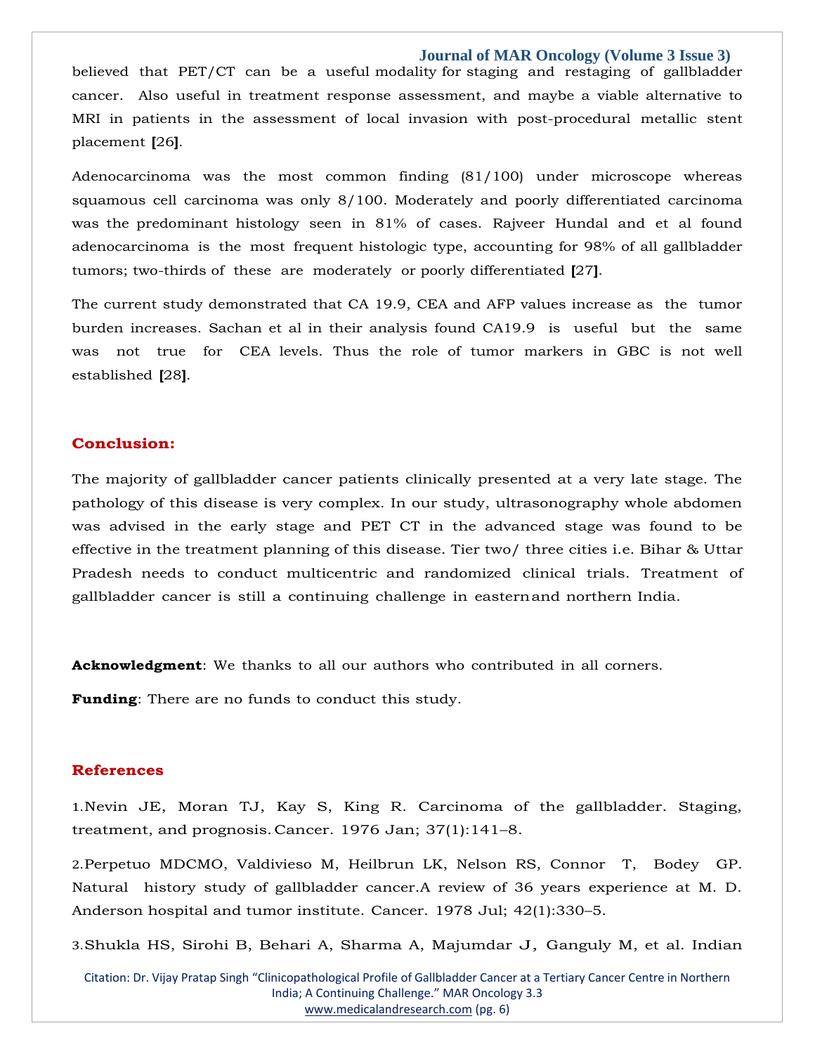believed that PET/CT can be a useful modality for staging and restaging of gallbladder cancer. Also useful in treatment response assessment, and maybe a viable alternative to MRI in patients in the assessment of local invasion with post-procedural metallic stent placement [26].

Adenocarcinoma was the most common finding (81/100) under microscope whereas squamous cell carcinoma was only 8/100. Moderately and poorly differentiated carcinoma was the predominant histology seen in 81% of cases. Rajveer Hundal and et al found adenocarcinoma is the most frequent histologic type, accounting for 98% of all gallbladder tumors; two-thirds of these are moderately or poorly differentiated [27].

The current study demonstrated that CA 19.9, CEA and AFP values increase as the tumor burden increases. Sachan et al in their analysis found CA19.9 is useful but the same was not true for CEA levels. Thus the role of tumor markers in GBC is not well established [28].

## Conclusion:

The majority of gallbladder cancer patients clinically presented at a very late stage. The pathology of this disease is very complex. In our study, ultrasonography whole abdomen was advised in the early stage and PET CT in the advanced stage was found to be effective in the treatment planning of this disease. Tier two/ three cities i.e. Bihar & Uttar Pradesh needs to conduct multicentric and randomized clinical trials. Treatment of gallbladder cancer is still a continuing challenge in eastern and northern India.

**Acknowledgment**: We thanks to all our authors who contributed in all corners.

**Funding**: There are no funds to conduct this study.

## References

1.Nevin JE, Moran TJ, Kay S, King R. Carcinoma of the gallbladder. Staging, treatment, and prognosis. Cancer. 1976 Jan; 37(1):141–8.

2.Perpetuo MDCMO, Valdivieso M, Heilbrun LK, Nelson RS, Connor T, Bodey GP. Natural history study of gallbladder cancer.A review of 36 years experience at M. D. Anderson hospital and tumor institute. Cancer. 1978 Jul; 42(1):330–5.

3.Shukla HS, Sirohi B, Behari A, Sharma A, Majumdar J, Ganguly M, et al. Indian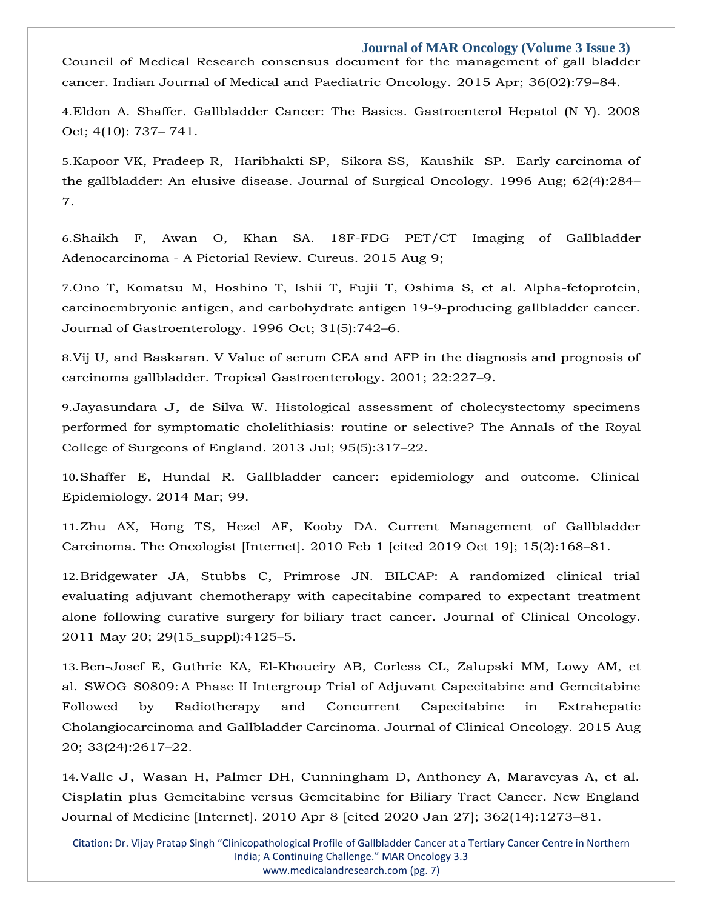Council of Medical Research consensus document for the management of gall bladder cancer. Indian Journal of Medical and Paediatric Oncology. 2015 Apr; 36(02):79–84.

4. Eldon A. Shaffer. Gallbladder Cancer: The Basics. Gastroenterol Hepatol (N Y). 2008 Oct; 4(10): 737– 741.

5. Kapoor VK, Pradeep R, Haribhakti SP, Sikora SS, Kaushik SP. Early carcinoma of the gallbladder: An elusive disease. Journal of Surgical Oncology. 1996 Aug; 62(4):284–7.

6. Shaikh F, Awan O, Khan SA. 18F-FDG PET/CT Imaging of Gallbladder Adenocarcinoma - A Pictorial Review. Cureus. 2015 Aug 9;

7. Ono T, Komatsu M, Hoshino T, Ishii T, Fujii T, Oshima S, et al. Alpha-fetoprotein, carcinoembryonic antigen, and carbohydrate antigen 19-9-producing gallbladder cancer. Journal of Gastroenterology. 1996 Oct; 31(5):742–6.

8. Vij U, and Baskaran. V Value of serum CEA and AFP in the diagnosis and prognosis of carcinoma gallbladder. Tropical Gastroenterology. 2001; 22:227–9.

9. Jayasundara J, de Silva W. Histological assessment of cholecystectomy specimens performed for symptomatic cholelithiasis: routine or selective? The Annals of the Royal College of Surgeons of England. 2013 Jul; 95(5):317–22.

10. Shaffer E, Hundal R. Gallbladder cancer: epidemiology and outcome. Clinical Epidemiology. 2014 Mar; 99.

11. Zhu AX, Hong TS, Hezel AF, Kooby DA. Current Management of Gallbladder Carcinoma. The Oncologist [Internet]. 2010 Feb 1 [cited 2019 Oct 19]; 15(2):168–81.

12. Bridgewater JA, Stubbs C, Primrose JN. BILCAP: A randomized clinical trial evaluating adjuvant chemotherapy with capecitabine compared to expectant treatment alone following curative surgery for biliary tract cancer. Journal of Clinical Oncology. 2011 May 20; 29(15_suppl):4125–5.

13. Ben-Josef E, Guthrie KA, El-Khoueiry AB, Corless CL, Zalupski MM, Lowy AM, et al. SWOG S0809: A Phase II Intergroup Trial of Adjuvant Capecitabine and Gemcitabine Followed by Radiotherapy and Concurrent Capecitabine in Extrahepatic Cholangiocarcinoma and Gallbladder Carcinoma. Journal of Clinical Oncology. 2015 Aug 20; 33(24):2617–22.

14. Valle J, Wasan H, Palmer DH, Cunningham D, Anthoney A, Maraveyas A, et al. Cisplatin plus Gemcitabine versus Gemcitabine for Biliary Tract Cancer. New England Journal of Medicine [Internet]. 2010 Apr 8 [cited 2020 Jan 27]; 362(14):1273–81.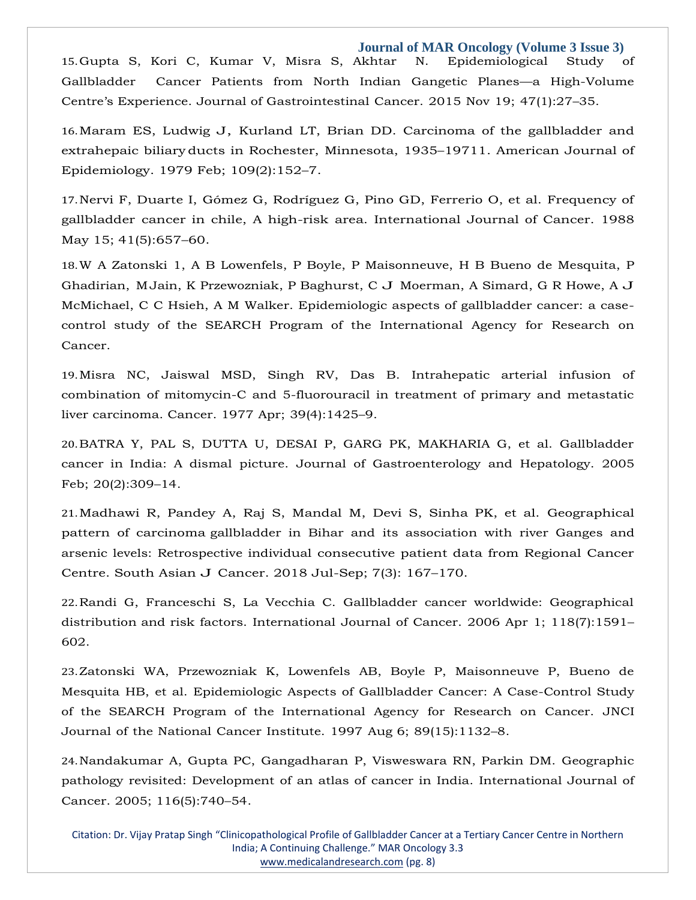15. Gupta S, Kori C, Kumar V, Misra S, Akhtar N. Epidemiological Study of Gallbladder Cancer Patients from North Indian Gangetic Planes—a High-Volume Centre's Experience. Journal of Gastrointestinal Cancer. 2015 Nov 19; 47(1):27–35.

16. Maram ES, Ludwig J, Kurland LT, Brian DD. Carcinoma of the gallbladder and extrahepaic biliary ducts in Rochester, Minnesota, 1935–19711. American Journal of Epidemiology. 1979 Feb; 109(2):152–7.

17. Nervi F, Duarte I, Gómez G, Rodríguez G, Pino GD, Ferrerio O, et al. Frequency of gallbladder cancer in chile, A high-risk area. International Journal of Cancer. 1988 May 15; 41(5):657–60.

18. W A Zatonski 1, A B Lowenfels, P Boyle, P Maisonneuve, H B Bueno de Mesquita, P Ghadirian, M Jain, K Przewozniak, P Baghurst, C J Moerman, A Simard, G R Howe, A J McMichael, C C Hsieh, A M Walker. Epidemiologic aspects of gallbladder cancer: a case-control study of the SEARCH Program of the International Agency for Research on Cancer.

19. Misra NC, Jaiswal MSD, Singh RV, Das B. Intrahepatic arterial infusion of combination of mitomycin-C and 5-fluorouracil in treatment of primary and metastatic liver carcinoma. Cancer. 1977 Apr; 39(4):1425–9.

20. BATRA Y, PAL S, DUTTA U, DESAI P, GARG PK, MAKHARIA G, et al. Gallbladder cancer in India: A dismal picture. Journal of Gastroenterology and Hepatology. 2005 Feb; 20(2):309–14.

21. Madhawi R, Pandey A, Raj S, Mandal M, Devi S, Sinha PK, et al. Geographical pattern of carcinoma gallbladder in Bihar and its association with river Ganges and arsenic levels: Retrospective individual consecutive patient data from Regional Cancer Centre. South Asian J Cancer. 2018 Jul-Sep; 7(3): 167–170.

22. Randi G, Franceschi S, La Vecchia C. Gallbladder cancer worldwide: Geographical distribution and risk factors. International Journal of Cancer. 2006 Apr 1; 118(7):1591–602.

23. Zatonski WA, Przewozniak K, Lowenfels AB, Boyle P, Maisonneuve P, Bueno de Mesquita HB, et al. Epidemiologic Aspects of Gallbladder Cancer: A Case-Control Study of the SEARCH Program of the International Agency for Research on Cancer. JNCI Journal of the National Cancer Institute. 1997 Aug 6; 89(15):1132–8.

24. Nandakumar A, Gupta PC, Gangadharan P, Visweswara RN, Parkin DM. Geographic pathology revisited: Development of an atlas of cancer in India. International Journal of Cancer. 2005; 116(5):740–54.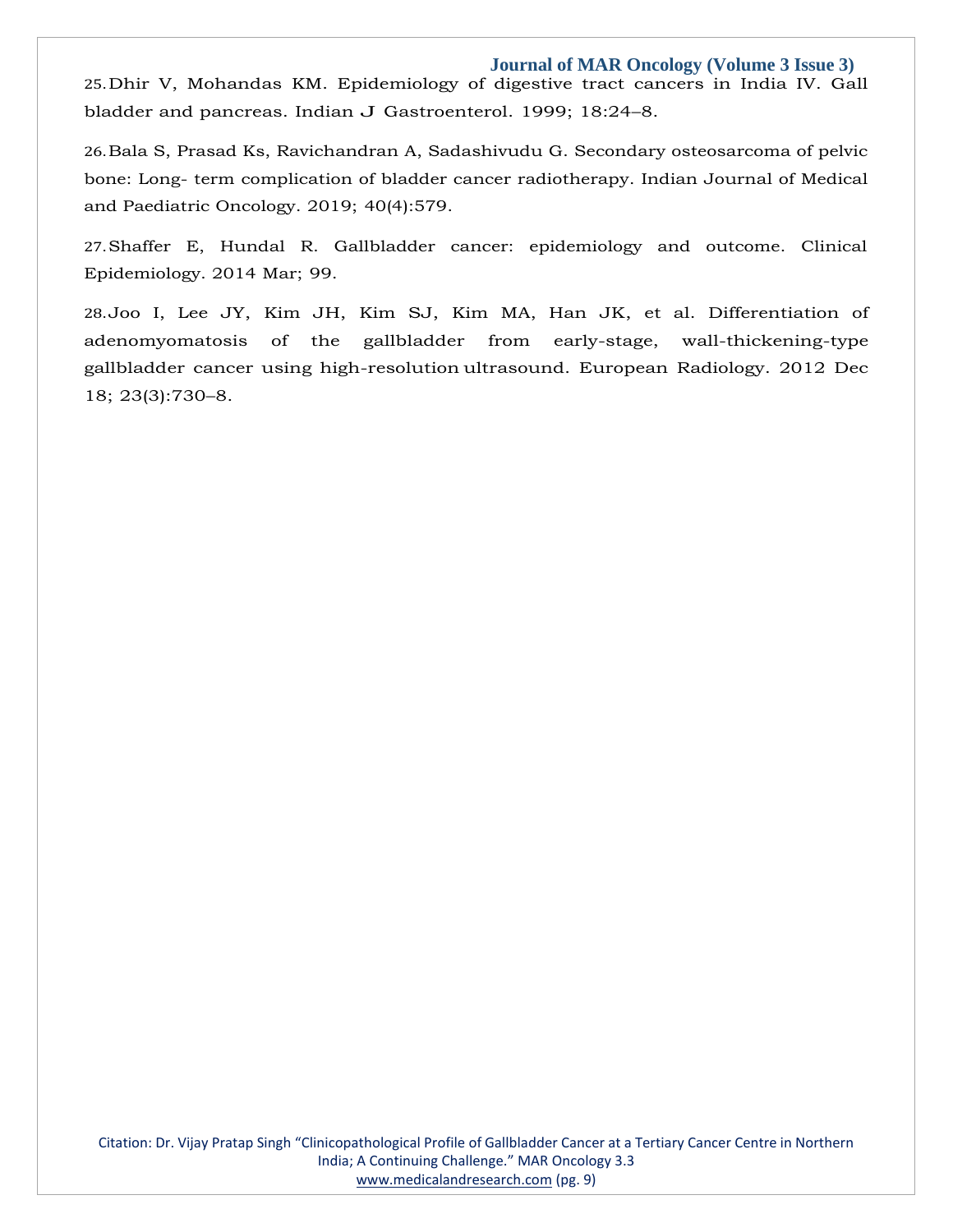25. Dhir V, Mohandas KM. Epidemiology of digestive tract cancers in India IV. Gall bladder and pancreas. Indian J Gastroenterol. 1999; 18:24–8.

26. Bala S, Prasad Ks, Ravichandran A, Sadashivudu G. Secondary osteosarcoma of pelvic bone: Long- term complication of bladder cancer radiotherapy. Indian Journal of Medical and Paediatric Oncology. 2019; 40(4):579.

27. Shaffer E, Hundal R. Gallbladder cancer: epidemiology and outcome. Clinical Epidemiology. 2014 Mar; 99.

28. Joo I, Lee JY, Kim JH, Kim SJ, Kim MA, Han JK, et al. Differentiation of adenomyomatosis of the gallbladder from early-stage, wall-thickening-type gallbladder cancer using high-resolution ultrasound. European Radiology. 2012 Dec 18; 23(3):730–8.